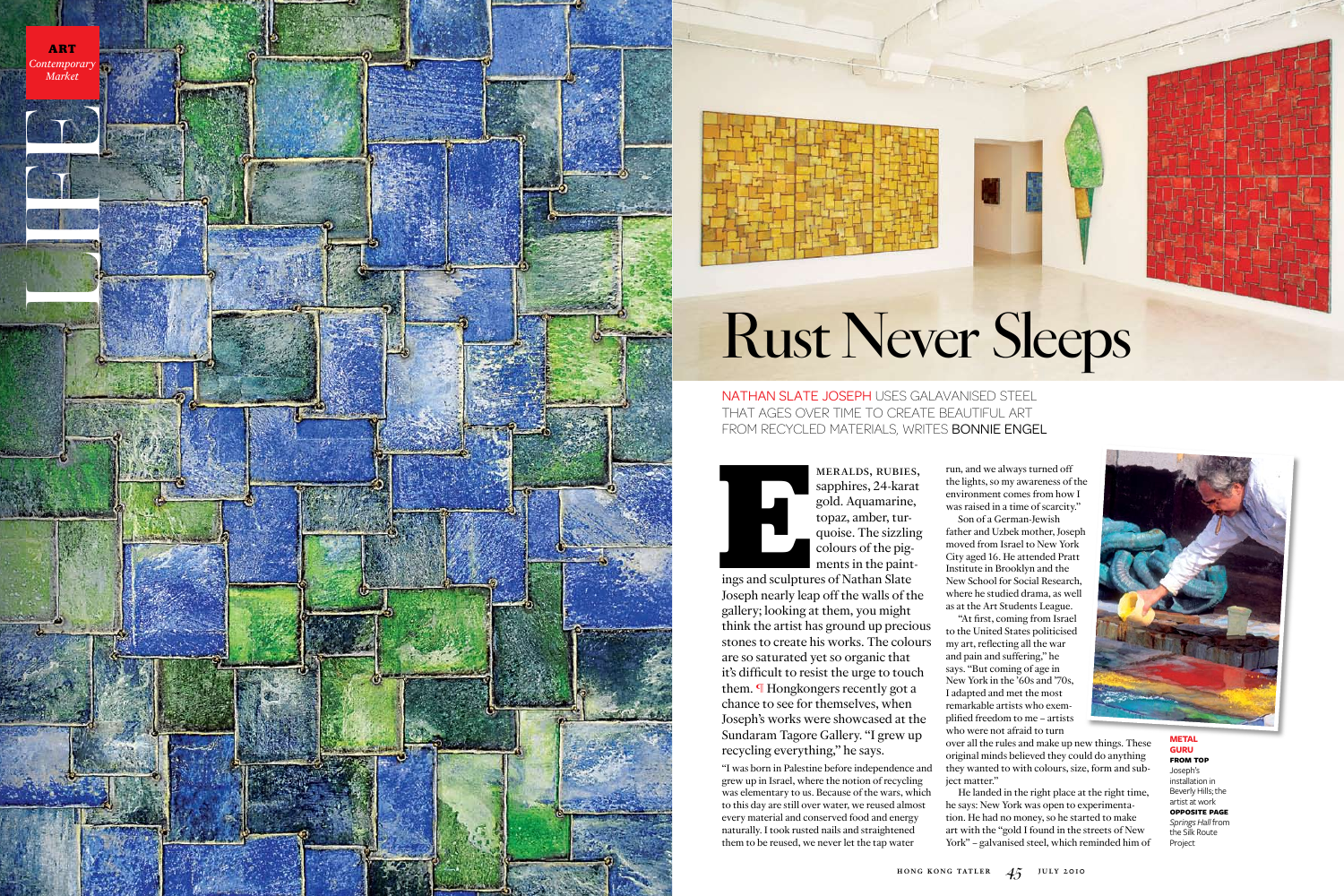ART
*Contemporary Market*

LIFE

# Rust Never Sleeps

NATHAN SLATE JOSEPH USES GALAVANISED STEEL THAT AGES OVER TIME TO CREATE BEAUTIFUL ART FROM RECYCLED MATERIALS, WRITES BONNIE ENGEL

EMERALDS, RUBIES, sapphires, 24-karat gold. Aquamarine, topaz, amber, turquoise. The sizzling colours of the pigments in the paintings and sculptures of Nathan Slate Joseph nearly leap off the walls of the gallery; looking at them, you might think the artist has ground up precious stones to create his works. The colours are so saturated yet so organic that it's difficult to resist the urge to touch them. ¶ Hongkongers recently got a chance to see for themselves, when Joseph's works were showcased at the Sundaram Tagore Gallery. "I grew up recycling everything," he says.

"I was born in Palestine before independence and grew up in Israel, where the notion of recycling was elementary to us. Because of the wars, which to this day are still over water, we reused almost every material and conserved food and energy naturally. I took rusted nails and straightened them to be reused, we never let the tap water run, and we always turned off the lights, so my awareness of the environment comes from how I was raised in a time of scarcity."

Son of a German-Jewish father and Uzbek mother, Joseph moved from Israel to New York City aged 16. He attended Pratt Institute in Brooklyn and the New School for Social Research, where he studied drama, as well as at the Art Students League.

"At first, coming from Israel to the United States politicised my art, reflecting all the war and pain and suffering," he says. "But coming of age in New York in the '60s and '70s, I adapted and met the most remarkable artists who exemplified freedom to me – artists who were not afraid to turn over all the rules and make up new things. These original minds believed they could do anything they wanted to with colours, size, form and subject matter."

He landed in the right place at the right time, he says: New York was open to experimentation. He had no money, so he started to make art with the "gold I found in the streets of New York" – galvanised steel, which reminded him of

**METAL GURU**
**FROM TOP** Joseph's installation in Beverly Hills; the artist at work
**OPPOSITE PAGE** *Springs Hall* from the Silk Route Project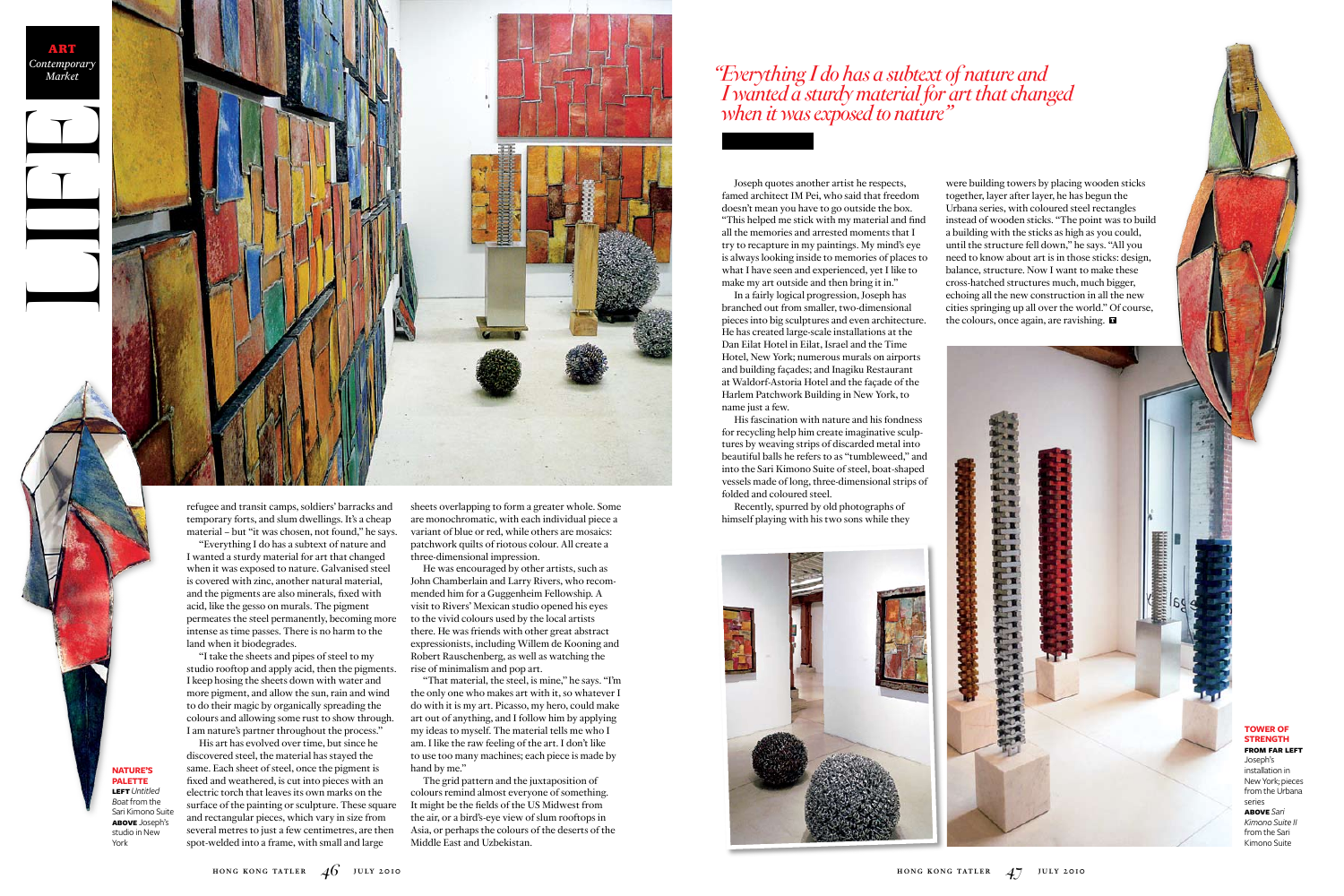refugee and transit camps, soldiers' barracks and temporary forts, and slum dwellings. It's a cheap material – but "it was chosen, not found," he says.

"Everything I do has a subtext of nature and I wanted a sturdy material for art that changed when it was exposed to nature. Galvanised steel is covered with zinc, another natural material, and the pigments are also minerals, fixed with acid, like the gesso on murals. The pigment permeates the steel permanently, becoming more intense as time passes. There is no harm to the land when it biodegrades.

"I take the sheets and pipes of steel to my studio rooftop and apply acid, then the pigments. I keep hosing the sheets down with water and more pigment, and allow the sun, rain and wind to do their magic by organically spreading the colours and allowing some rust to show through. I am nature's partner throughout the process."

His art has evolved over time, but since he discovered steel, the material has stayed the same. Each sheet of steel, once the pigment is fixed and weathered, is cut into pieces with an electric torch that leaves its own marks on the surface of the painting or sculpture. These square and rectangular pieces, which vary in size from several metres to just a few centimetres, are then spot-welded into a frame, with small and large sheets overlapping to form a greater whole. Some are monochromatic, with each individual piece a variant of blue or red, while others are mosaics: patchwork quilts of riotous colour. All create a three-dimensional impression.

He was encouraged by other artists, such as John Chamberlain and Larry Rivers, who recommended him for a Guggenheim Fellowship. A visit to Rivers' Mexican studio opened his eyes to the vivid colours used by the local artists there. He was friends with other great abstract expressionists, including Willem de Kooning and Robert Rauschenberg, as well as watching the rise of minimalism and pop art.

"That material, the steel, is mine," he says. "I'm the only one who makes art with it, so whatever I do with it is my art. Picasso, my hero, could make art out of anything, and I follow him by applying my ideas to myself. The material tells me who I am. I like the raw feeling of the art. I don't like to use too many machines; each piece is made by hand by me."

The grid pattern and the juxtaposition of colours remind almost everyone of something. It might be the fields of the US Midwest from the air, or a bird's-eye view of slum rooftops in Asia, or perhaps the colours of the deserts of the Middle East and Uzbekistan.

*"Everything I do has a subtext of nature and I wanted a sturdy material for art that changed when it was exposed to nature"*

Joseph quotes another artist he respects, famed architect IM Pei, who said that freedom doesn't mean you have to go outside the box. "This helped me stick with my material and find all the memories and arrested moments that I try to recapture in my paintings. My mind's eye is always looking inside to memories of places to what I have seen and experienced, yet I like to make my art outside and then bring it in."

In a fairly logical progression, Joseph has branched out from smaller, two-dimensional pieces into big sculptures and even architecture. He has created large-scale installations at the Dan Eilat Hotel in Eilat, Israel and the Time Hotel, New York; numerous murals on airports and building façades; and Inagiku Restaurant at Waldorf-Astoria Hotel and the façade of the Harlem Patchwork Building in New York, to name just a few.

His fascination with nature and his fondness for recycling help him create imaginative sculptures by weaving strips of discarded metal into beautiful balls he refers to as "tumbleweed," and into the Sari Kimono Suite of steel, boat-shaped vessels made of long, three-dimensional strips of folded and coloured steel.

Recently, spurred by old photographs of himself playing with his two sons while they were building towers by placing wooden sticks together, layer after layer, he has begun the Urbana series, with coloured steel rectangles instead of wooden sticks. "The point was to build a building with the sticks as high as you could, until the structure fell down," he says. "All you need to know about art is in those sticks: design, balance, structure. Now I want to make these cross-hatched structures much, much bigger, echoing all the new construction in all the new cities springing up all over the world." Of course, the colours, once again, are ravishing.

**NATURE'S PALETTE**
**LEFT** *Untitled Boat* from the Sari Kimono Suite **ABOVE** Joseph's studio in New York

**TOWER OF STRENGTH**
**FROM FAR LEFT** Joseph's installation in New York; pieces from the Urbana series **ABOVE** *Sari Kimono Suite II* from the Sari Kimono Suite